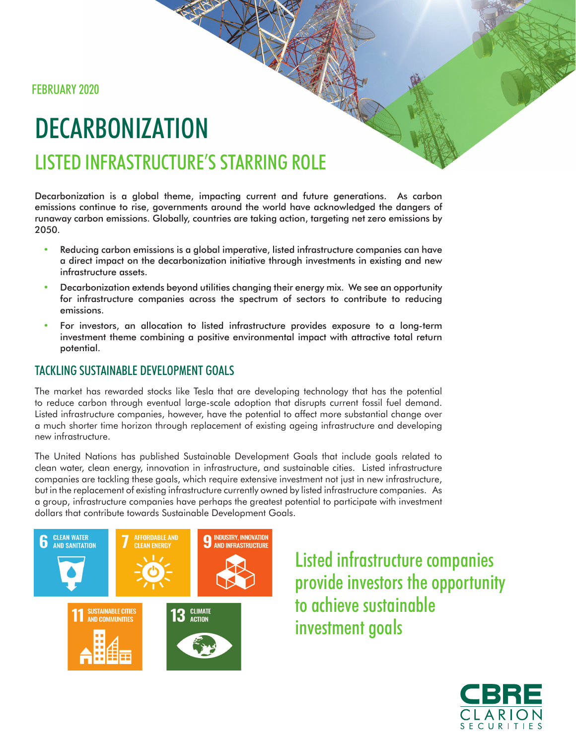FEBRUARY 2020

# DECARBONIZATION

## LISTED INFRASTRUCTURE'S STARRING ROLE

Decarbonization is a global theme, impacting current and future generations. As carbon emissions continue to rise, governments around the world have acknowledged the dangers of runaway carbon emissions. Globally, countries are taking action, targeting net zero emissions by 2050.

- Reducing carbon emissions is a global imperative, listed infrastructure companies can have a direct impact on the decarbonization initiative through investments in existing and new infrastructure assets.
- Decarbonization extends beyond utilities changing their energy mix. We see an opportunity for infrastructure companies across the spectrum of sectors to contribute to reducing emissions.
- For investors, an allocation to listed infrastructure provides exposure to a long-term investment theme combining a positive environmental impact with attractive total return potential.

### TACKLING SUSTAINABLE DEVELOPMENT GOALS

The market has rewarded stocks like Tesla that are developing technology that has the potential to reduce carbon through eventual large-scale adoption that disrupts current fossil fuel demand. Listed infrastructure companies, however, have the potential to affect more substantial change over a much shorter time horizon through replacement of existing ageing infrastructure and developing new infrastructure.

The United Nations has published Sustainable Development Goals that include goals related to clean water, clean energy, innovation in infrastructure, and sustainable cities. Listed infrastructure companies are tackling these goals, which require extensive investment not just in new infrastructure, but in the replacement of existing infrastructure currently owned by listed infrastructure companies. As a group, infrastructure companies have perhaps the greatest potential to participate with investment dollars that contribute towards Sustainable Development Goals.

6 CLEAN WATER AND SANITATION

7 AFFORDABLE AND CLEAN ENERGY

9 INDUSTRY, INNOVATION AND INFRASTRUCTURE

11 SUSTAINABLE CITIES AND COMMUNITIES

13 CLIMATE ACTION

Listed infrastructure companies provide investors the opportunity to achieve sustainable investment goals

CBRE CLARION SECURITIES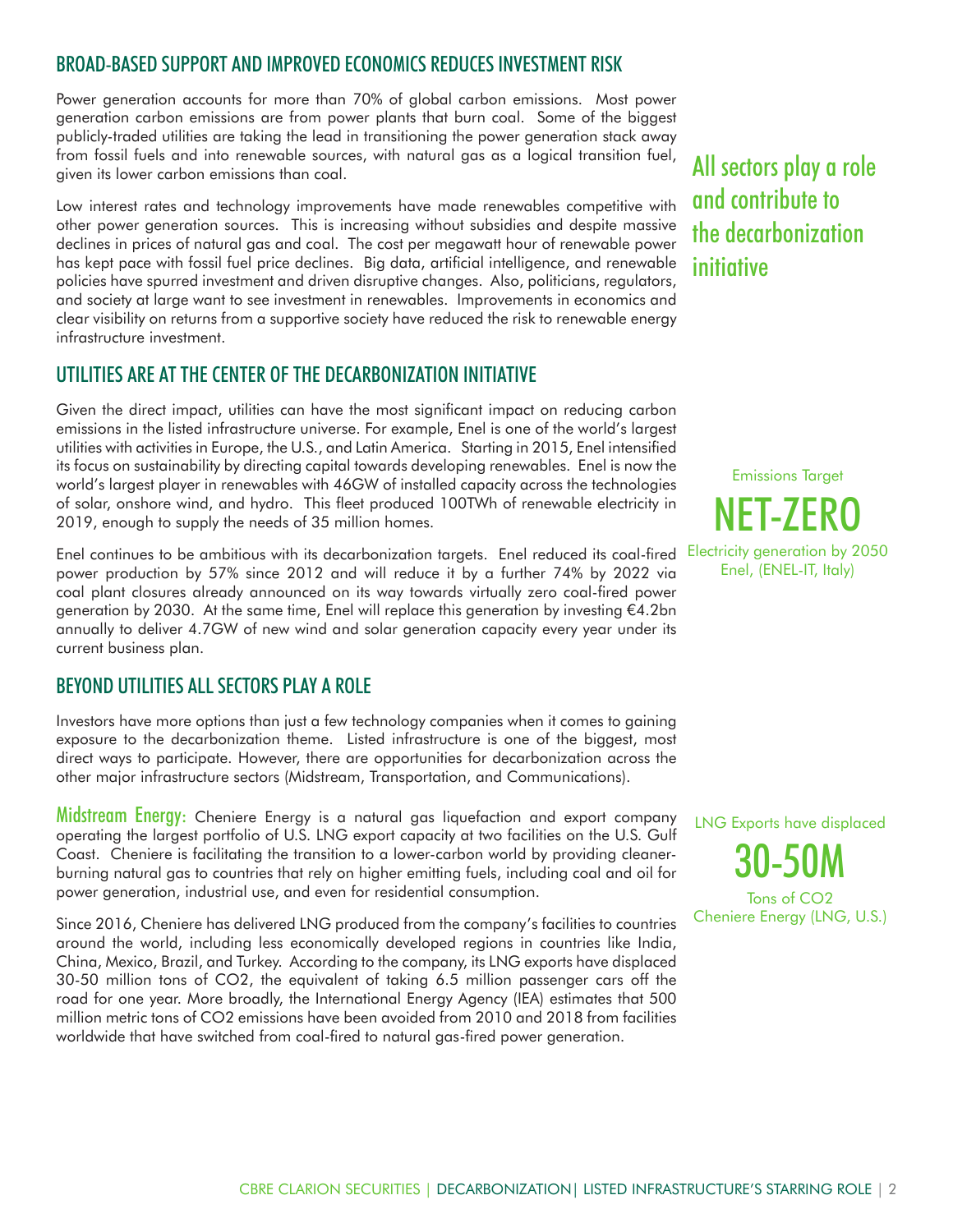## BROAD-BASED SUPPORT AND IMPROVED ECONOMICS REDUCES INVESTMENT RISK

Power generation accounts for more than 70% of global carbon emissions. Most power generation carbon emissions are from power plants that burn coal. Some of the biggest publicly-traded utilities are taking the lead in transitioning the power generation stack away from fossil fuels and into renewable sources, with natural gas as a logical transition fuel, given its lower carbon emissions than coal.

Low interest rates and technology improvements have made renewables competitive with other power generation sources. This is increasing without subsidies and despite massive declines in prices of natural gas and coal. The cost per megawatt hour of renewable power has kept pace with fossil fuel price declines. Big data, artificial intelligence, and renewable policies have spurred investment and driven disruptive changes. Also, politicians, regulators, and society at large want to see investment in renewables. Improvements in economics and clear visibility on returns from a supportive society have reduced the risk to renewable energy infrastructure investment.

**All sectors play a role and contribute to the decarbonization initiative**

## UTILITIES ARE AT THE CENTER OF THE DECARBONIZATION INITIATIVE

Given the direct impact, utilities can have the most significant impact on reducing carbon emissions in the listed infrastructure universe. For example, Enel is one of the world's largest utilities with activities in Europe, the U.S., and Latin America. Starting in 2015, Enel intensified its focus on sustainability by directing capital towards developing renewables. Enel is now the world's largest player in renewables with 46GW of installed capacity across the technologies of solar, onshore wind, and hydro. This fleet produced 100TWh of renewable electricity in 2019, enough to supply the needs of 35 million homes.

Enel continues to be ambitious with its decarbonization targets. Enel reduced its coal-fired power production by 57% since 2012 and will reduce it by a further 74% by 2022 via coal plant closures already announced on its way towards virtually zero coal-fired power generation by 2030. At the same time, Enel will replace this generation by investing €4.2bn annually to deliver 4.7GW of new wind and solar generation capacity every year under its current business plan.

Emissions Target

**NET-ZERO**

Electricity generation by 2050
Enel, (ENEL-IT, Italy)

## BEYOND UTILITIES ALL SECTORS PLAY A ROLE

Investors have more options than just a few technology companies when it comes to gaining exposure to the decarbonization theme. Listed infrastructure is one of the biggest, most direct ways to participate. However, there are opportunities for decarbonization across the other major infrastructure sectors (Midstream, Transportation, and Communications).

**Midstream Energy:** Cheniere Energy is a natural gas liquefaction and export company operating the largest portfolio of U.S. LNG export capacity at two facilities on the U.S. Gulf Coast. Cheniere is facilitating the transition to a lower-carbon world by providing cleaner-burning natural gas to countries that rely on higher emitting fuels, including coal and oil for power generation, industrial use, and even for residential consumption.

Since 2016, Cheniere has delivered LNG produced from the company's facilities to countries around the world, including less economically developed regions in countries like India, China, Mexico, Brazil, and Turkey. According to the company, its LNG exports have displaced 30-50 million tons of $CO_2$, the equivalent of taking 6.5 million passenger cars off the road for one year. More broadly, the International Energy Agency (IEA) estimates that 500 million metric tons of $CO_2$ emissions have been avoided from 2010 and 2018 from facilities worldwide that have switched from coal-fired to natural gas-fired power generation.

LNG Exports have displaced

**30-50M**

Tons of $CO_2$
Cheniere Energy (LNG, U.S.)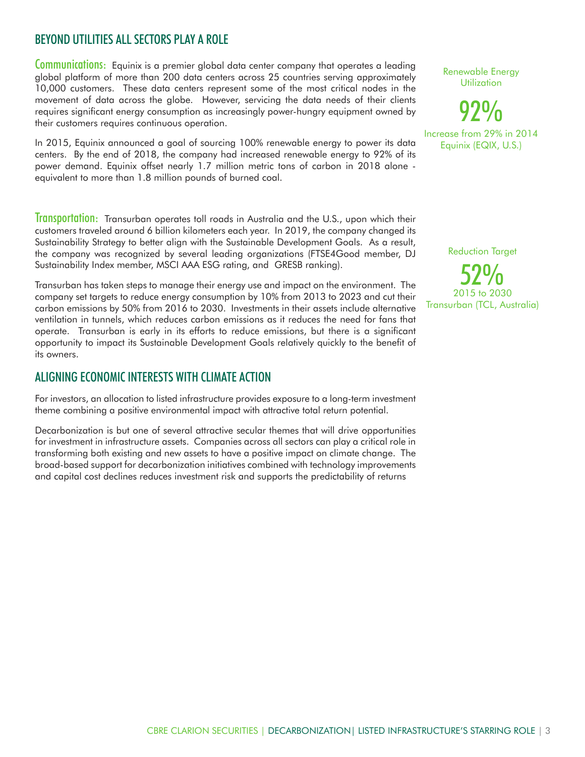## BEYOND UTILITIES ALL SECTORS PLAY A ROLE

**Communications:** Equinix is a premier global data center company that operates a leading global platform of more than 200 data centers across 25 countries serving approximately 10,000 customers. These data centers represent some of the most critical nodes in the movement of data across the globe. However, servicing the data needs of their clients requires significant energy consumption as increasingly power-hungry equipment owned by their customers requires continuous operation.

In 2015, Equinix announced a goal of sourcing 100% renewable energy to power its data centers. By the end of 2018, the company had increased renewable energy to 92% of its power demand. Equinix offset nearly 1.7 million metric tons of carbon in 2018 alone - equivalent to more than 1.8 million pounds of burned coal.

Renewable Energy Utilization

**92%**

Increase from 29% in 2014
Equinix (EQIX, U.S.)

**Transportation:** Transurban operates toll roads in Australia and the U.S., upon which their customers traveled around 6 billion kilometers each year. In 2019, the company changed its Sustainability Strategy to better align with the Sustainable Development Goals. As a result, the company was recognized by several leading organizations (FTSE4Good member, DJ Sustainability Index member, MSCI AAA ESG rating, and GRESB ranking).

Transurban has taken steps to manage their energy use and impact on the environment. The company set targets to reduce energy consumption by 10% from 2013 to 2023 and cut their carbon emissions by 50% from 2016 to 2030. Investments in their assets include alternative ventilation in tunnels, which reduces carbon emissions as it reduces the need for fans that operate. Transurban is early in its efforts to reduce emissions, but there is a significant opportunity to impact its Sustainable Development Goals relatively quickly to the benefit of its owners.

Reduction Target

**52%**

2015 to 2030
Transurban (TCL, Australia)

## ALIGNING ECONOMIC INTERESTS WITH CLIMATE ACTION

For investors, an allocation to listed infrastructure provides exposure to a long-term investment theme combining a positive environmental impact with attractive total return potential.

Decarbonization is but one of several attractive secular themes that will drive opportunities for investment in infrastructure assets. Companies across all sectors can play a critical role in transforming both existing and new assets to have a positive impact on climate change. The broad-based support for decarbonization initiatives combined with technology improvements and capital cost declines reduces investment risk and supports the predictability of returns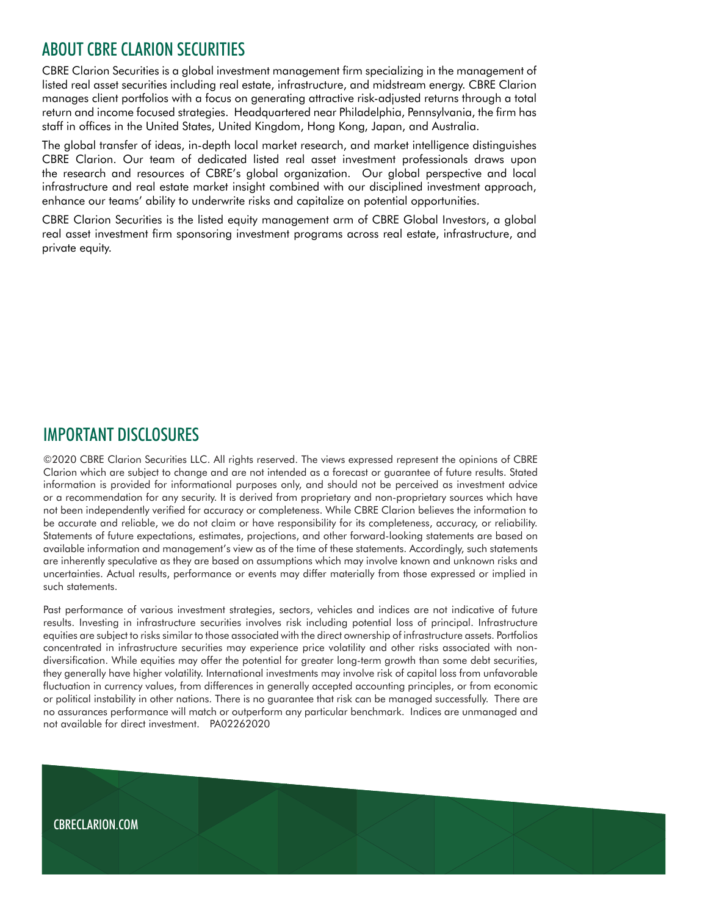## ABOUT CBRE CLARION SECURITIES

CBRE Clarion Securities is a global investment management firm specializing in the management of listed real asset securities including real estate, infrastructure, and midstream energy. CBRE Clarion manages client portfolios with a focus on generating attractive risk-adjusted returns through a total return and income focused strategies. Headquartered near Philadelphia, Pennsylvania, the firm has staff in offices in the United States, United Kingdom, Hong Kong, Japan, and Australia.

The global transfer of ideas, in-depth local market research, and market intelligence distinguishes CBRE Clarion. Our team of dedicated listed real asset investment professionals draws upon the research and resources of CBRE's global organization. Our global perspective and local infrastructure and real estate market insight combined with our disciplined investment approach, enhance our teams' ability to underwrite risks and capitalize on potential opportunities.

CBRE Clarion Securities is the listed equity management arm of CBRE Global Investors, a global real asset investment firm sponsoring investment programs across real estate, infrastructure, and private equity.

## IMPORTANT DISCLOSURES

©2020 CBRE Clarion Securities LLC. All rights reserved. The views expressed represent the opinions of CBRE Clarion which are subject to change and are not intended as a forecast or guarantee of future results. Stated information is provided for informational purposes only, and should not be perceived as investment advice or a recommendation for any security. It is derived from proprietary and non-proprietary sources which have not been independently verified for accuracy or completeness. While CBRE Clarion believes the information to be accurate and reliable, we do not claim or have responsibility for its completeness, accuracy, or reliability. Statements of future expectations, estimates, projections, and other forward-looking statements are based on available information and management's view as of the time of these statements. Accordingly, such statements are inherently speculative as they are based on assumptions which may involve known and unknown risks and uncertainties. Actual results, performance or events may differ materially from those expressed or implied in such statements.

Past performance of various investment strategies, sectors, vehicles and indices are not indicative of future results. Investing in infrastructure securities involves risk including potential loss of principal. Infrastructure equities are subject to risks similar to those associated with the direct ownership of infrastructure assets. Portfolios concentrated in infrastructure securities may experience price volatility and other risks associated with non-diversification. While equities may offer the potential for greater long-term growth than some debt securities, they generally have higher volatility. International investments may involve risk of capital loss from unfavorable fluctuation in currency values, from differences in generally accepted accounting principles, or from economic or political instability in other nations. There is no guarantee that risk can be managed successfully. There are no assurances performance will match or outperform any particular benchmark. Indices are unmanaged and not available for direct investment. PA02262020

CBRECLARION.COM